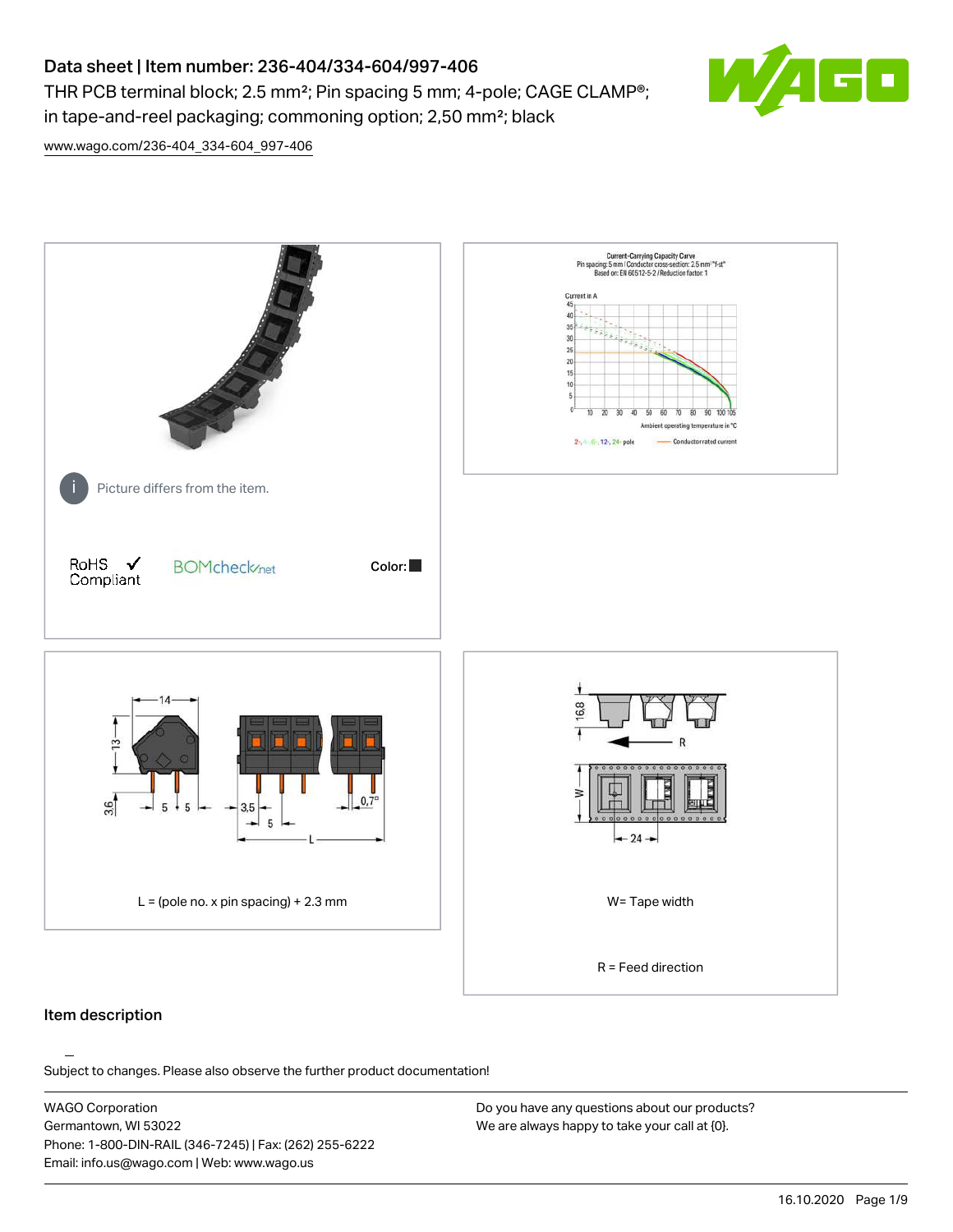# Data sheet | Item number: 236-404/334-604/997-406

THR PCB terminal block; 2.5 mm²; Pin spacing 5 mm; 4-pole; CAGE CLAMP®; in tape-and-reel packaging; commoning option; 2,50 mm²; black

www.wago.com/236-404_334-604_997-406

Picture differs from the item.

RoHS Compliant

BOMcheck.net

Color:

L = (pole no. x pin spacing) + 2.3 mm

W= Tape width

R = Feed direction

## Item description

Subject to changes. Please also observe the further product documentation!

WAGO Corporation
Germantown, WI 53022
Phone: 1-800-DIN-RAIL (346-7245) | Fax: (262) 255-6222
Email: info.us@wago.com | Web: www.wago.us

Do you have any questions about our products?
We are always happy to take your call at {0}.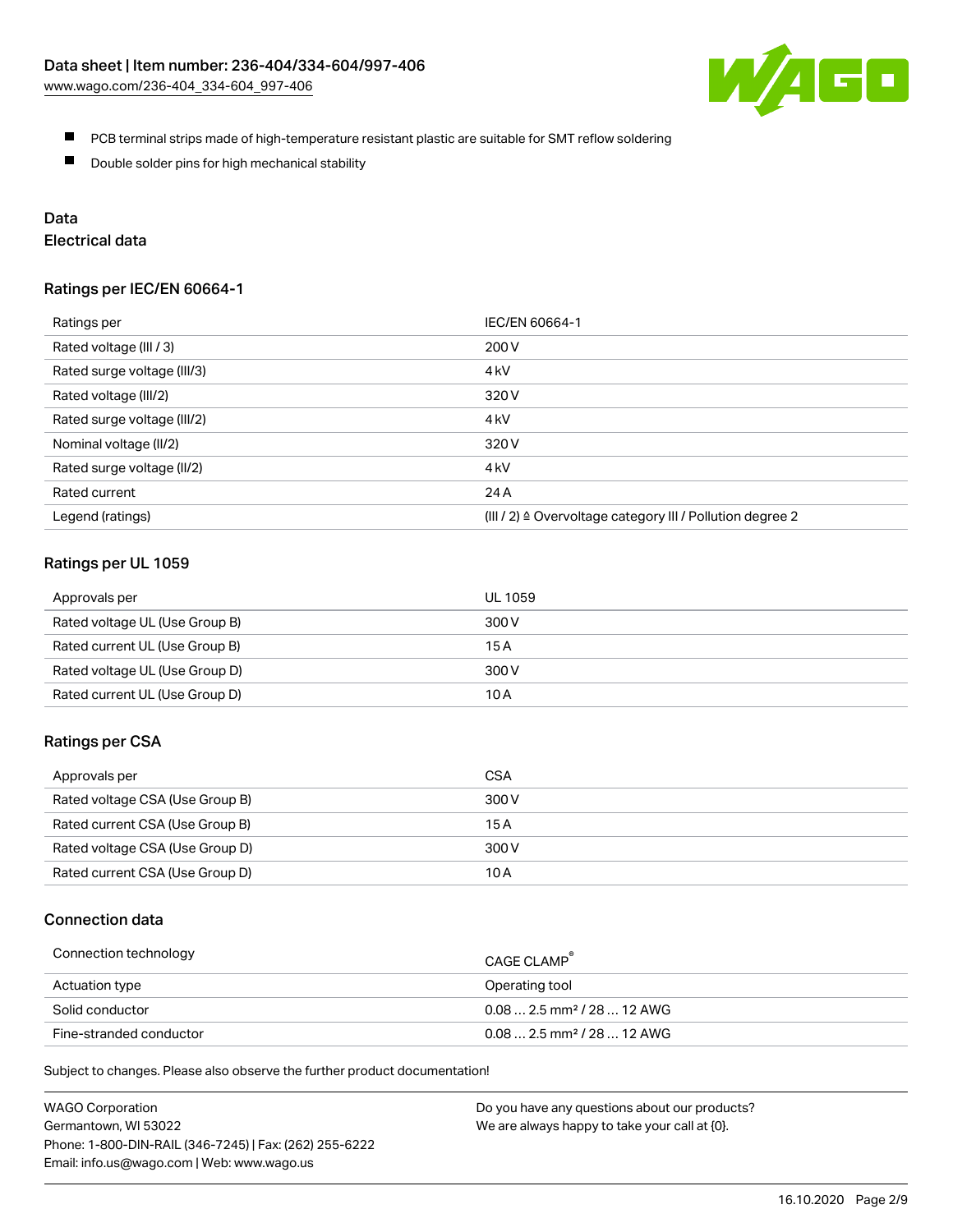- PCB terminal strips made of high-temperature resistant plastic are suitable for SMT reflow soldering
- Double solder pins for high mechanical stability

# Data

## Electrical data

### Ratings per IEC/EN 60664-1

| Ratings per | IEC/EN 60664-1 |
| --- | --- |
| Rated voltage (III / 3) | 200 V |
| Rated surge voltage (III/3) | 4 kV |
| Rated voltage (III/2) | 320 V |
| Rated surge voltage (III/2) | 4 kV |
| Nominal voltage (II/2) | 320 V |
| Rated surge voltage (II/2) | 4 kV |
| Rated current | 24 A |
| Legend (ratings) | (III / 2) ≙ Overvoltage category III / Pollution degree 2 |

### Ratings per UL 1059

| Approvals per | UL 1059 |
| --- | --- |
| Rated voltage UL (Use Group B) | 300 V |
| Rated current UL (Use Group B) | 15 A |
| Rated voltage UL (Use Group D) | 300 V |
| Rated current UL (Use Group D) | 10 A |

### Ratings per CSA

| Approvals per | CSA |
| --- | --- |
| Rated voltage CSA (Use Group B) | 300 V |
| Rated current CSA (Use Group B) | 15 A |
| Rated voltage CSA (Use Group D) | 300 V |
| Rated current CSA (Use Group D) | 10 A |

### Connection data

| Connection technology | CAGE CLAMP® |
| --- | --- |
| Actuation type | Operating tool |
| Solid conductor | 0.08 … 2.5 mm² / 28 … 12 AWG |
| Fine-stranded conductor | 0.08 … 2.5 mm² / 28 … 12 AWG |

Subject to changes. Please also observe the further product documentation!

WAGO Corporation
Germantown, WI 53022
Phone: 1-800-DIN-RAIL (346-7245) | Fax: (262) 255-6222
Email: info.us@wago.com | Web: www.wago.us

Do you have any questions about our products?
We are always happy to take your call at {0}.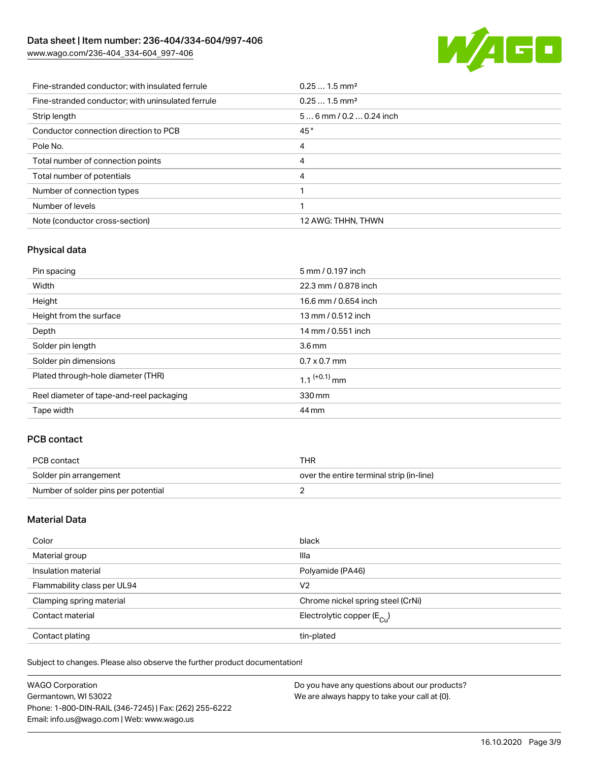| | |
|---|---|
| Fine-stranded conductor; with insulated ferrule | 0.25 … 1.5 mm² |
| Fine-stranded conductor; with uninsulated ferrule | 0.25 … 1.5 mm² |
| Strip length | 5 … 6 mm / 0.2 … 0.24 inch |
| Conductor connection direction to PCB | 45 ° |
| Pole No. | 4 |
| Total number of connection points | 4 |
| Total number of potentials | 4 |
| Number of connection types | 1 |
| Number of levels | 1 |
| Note (conductor cross-section) | 12 AWG: THHN, THWN |

## Physical data

| | |
|---|---|
| Pin spacing | 5 mm / 0.197 inch |
| Width | 22.3 mm / 0.878 inch |
| Height | 16.6 mm / 0.654 inch |
| Height from the surface | 13 mm / 0.512 inch |
| Depth | 14 mm / 0.551 inch |
| Solder pin length | 3.6 mm |
| Solder pin dimensions | 0.7 x 0.7 mm |
| Plated through-hole diameter (THR) | $1.1^{(+0.1)}$ mm |
| Reel diameter of tape-and-reel packaging | 330 mm |
| Tape width | 44 mm |

## PCB contact

| | |
|---|---|
| PCB contact | THR |
| Solder pin arrangement | over the entire terminal strip (in-line) |
| Number of solder pins per potential | 2 |

## Material Data

| | |
|---|---|
| Color | black |
| Material group | IIIa |
| Insulation material | Polyamide (PA46) |
| Flammability class per UL94 | V2 |
| Clamping spring material | Chrome nickel spring steel (CrNi) |
| Contact material | Electrolytic copper ($E_{Cu}$) |
| Contact plating | tin-plated |

Subject to changes. Please also observe the further product documentation!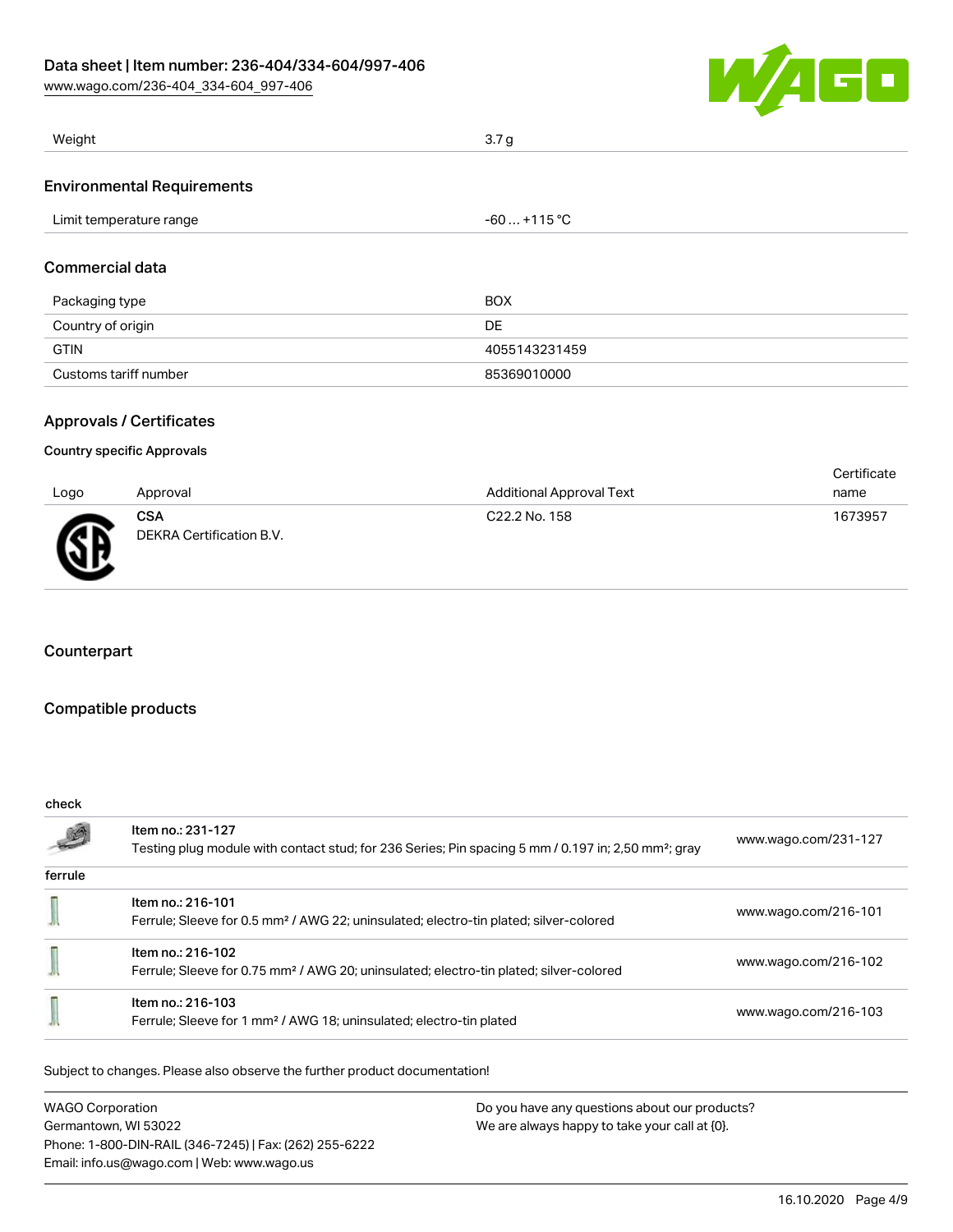| Weight | 3.7 g |
| --- | --- |

## Environmental Requirements

| Limit temperature range | -60 … +115 °C |
| --- | --- |

## Commercial data

| Packaging type | BOX |
| --- | --- |
| Country of origin | DE |
| GTIN | 4055143231459 |
| Customs tariff number | 85369010000 |

## Approvals / Certificates

### Country specific Approvals

| Logo | Approval | Additional Approval Text | Certificate name |
| --- | --- | --- | --- |
| | **CSA** DEKRA Certification B.V. | C22.2 No. 158 | 1673957 |

## Counterpart

## Compatible products

| check | | |
| --- | --- | --- |
| | Item no.: 231-127 Testing plug module with contact stud; for 236 Series; Pin spacing 5 mm / 0.197 in; 2,50 mm²; gray | www.wago.com/231-127 |
| **ferrule** | | |
| | Item no.: 216-101 Ferrule; Sleeve for 0.5 mm² / AWG 22; uninsulated; electro-tin plated; silver-colored | www.wago.com/216-101 |
| | Item no.: 216-102 Ferrule; Sleeve for 0.75 mm² / AWG 20; uninsulated; electro-tin plated; silver-colored | www.wago.com/216-102 |
| | Item no.: 216-103 Ferrule; Sleeve for 1 mm² / AWG 18; uninsulated; electro-tin plated | www.wago.com/216-103 |

Subject to changes. Please also observe the further product documentation!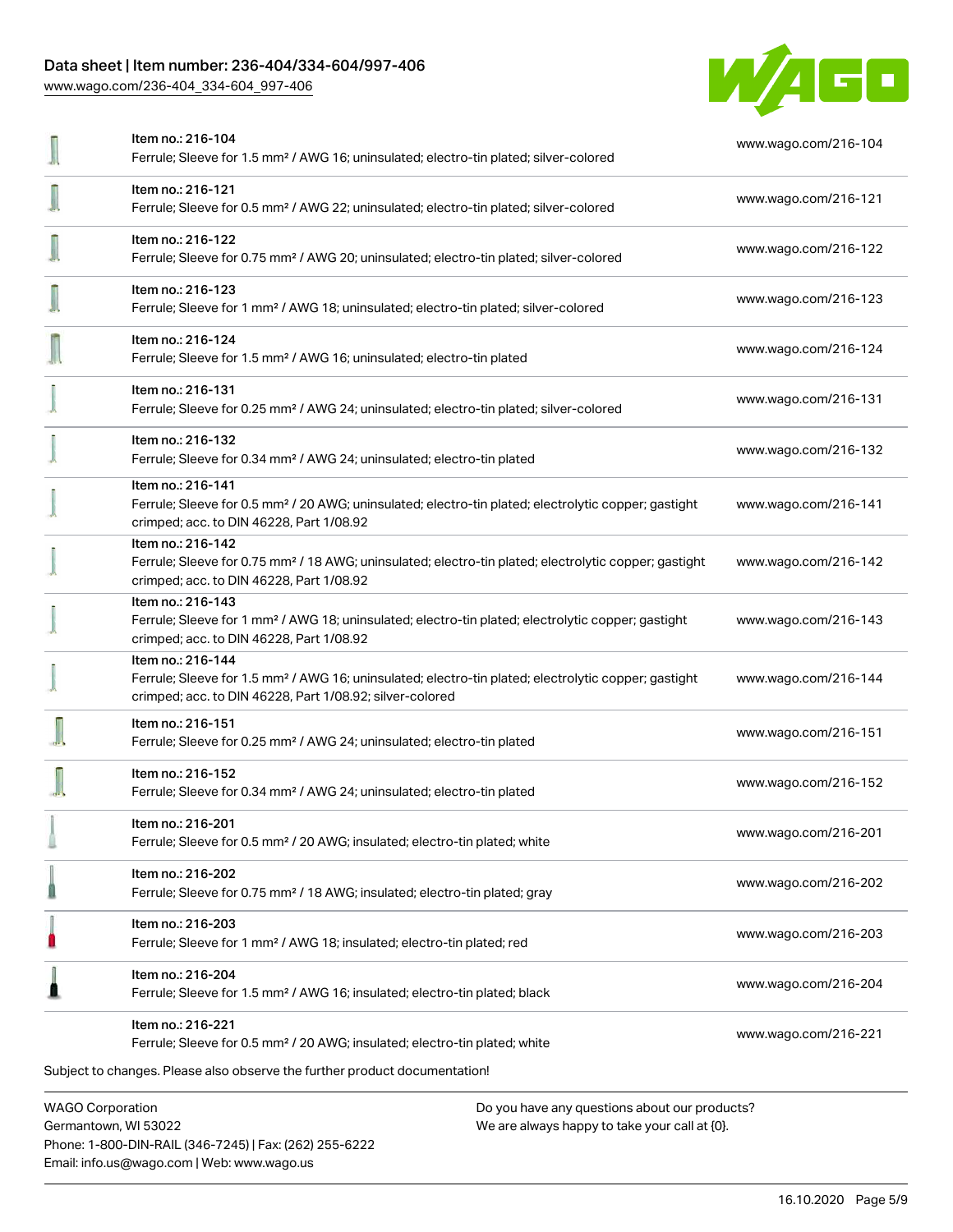| Item | URL |
| --- | --- |
| Item no.: 216-104<br>Ferrule; Sleeve for 1.5 mm² / AWG 16; uninsulated; electro-tin plated; silver-colored | www.wago.com/216-104 |
| Item no.: 216-121<br>Ferrule; Sleeve for 0.5 mm² / AWG 22; uninsulated; electro-tin plated; silver-colored | www.wago.com/216-121 |
| Item no.: 216-122<br>Ferrule; Sleeve for 0.75 mm² / AWG 20; uninsulated; electro-tin plated; silver-colored | www.wago.com/216-122 |
| Item no.: 216-123<br>Ferrule; Sleeve for 1 mm² / AWG 18; uninsulated; electro-tin plated; silver-colored | www.wago.com/216-123 |
| Item no.: 216-124<br>Ferrule; Sleeve for 1.5 mm² / AWG 16; uninsulated; electro-tin plated | www.wago.com/216-124 |
| Item no.: 216-131<br>Ferrule; Sleeve for 0.25 mm² / AWG 24; uninsulated; electro-tin plated; silver-colored | www.wago.com/216-131 |
| Item no.: 216-132<br>Ferrule; Sleeve for 0.34 mm² / AWG 24; uninsulated; electro-tin plated | www.wago.com/216-132 |
| Item no.: 216-141<br>Ferrule; Sleeve for 0.5 mm² / 20 AWG; uninsulated; electro-tin plated; electrolytic copper; gastight crimped; acc. to DIN 46228, Part 1/08.92 | www.wago.com/216-141 |
| Item no.: 216-142<br>Ferrule; Sleeve for 0.75 mm² / 18 AWG; uninsulated; electro-tin plated; electrolytic copper; gastight crimped; acc. to DIN 46228, Part 1/08.92 | www.wago.com/216-142 |
| Item no.: 216-143<br>Ferrule; Sleeve for 1 mm² / AWG 18; uninsulated; electro-tin plated; electrolytic copper; gastight crimped; acc. to DIN 46228, Part 1/08.92 | www.wago.com/216-143 |
| Item no.: 216-144<br>Ferrule; Sleeve for 1.5 mm² / AWG 16; uninsulated; electro-tin plated; electrolytic copper; gastight crimped; acc. to DIN 46228, Part 1/08.92; silver-colored | www.wago.com/216-144 |
| Item no.: 216-151<br>Ferrule; Sleeve for 0.25 mm² / AWG 24; uninsulated; electro-tin plated | www.wago.com/216-151 |
| Item no.: 216-152<br>Ferrule; Sleeve for 0.34 mm² / AWG 24; uninsulated; electro-tin plated | www.wago.com/216-152 |
| Item no.: 216-201<br>Ferrule; Sleeve for 0.5 mm² / 20 AWG; insulated; electro-tin plated; white | www.wago.com/216-201 |
| Item no.: 216-202<br>Ferrule; Sleeve for 0.75 mm² / 18 AWG; insulated; electro-tin plated; gray | www.wago.com/216-202 |
| Item no.: 216-203<br>Ferrule; Sleeve for 1 mm² / AWG 18; insulated; electro-tin plated; red | www.wago.com/216-203 |
| Item no.: 216-204<br>Ferrule; Sleeve for 1.5 mm² / AWG 16; insulated; electro-tin plated; black | www.wago.com/216-204 |
| Item no.: 216-221<br>Ferrule; Sleeve for 0.5 mm² / 20 AWG; insulated; electro-tin plated; white | www.wago.com/216-221 |

Subject to changes. Please also observe the further product documentation!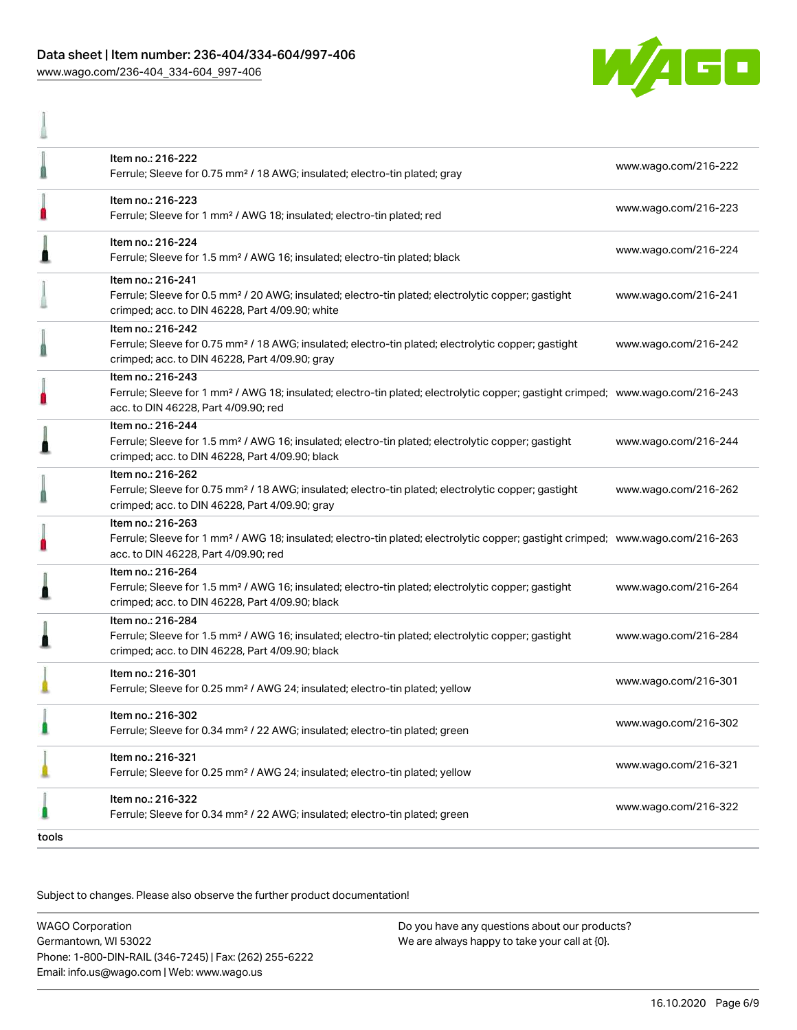| | | |
|---|---|---|
| | Item no.: 216-222<br>Ferrule; Sleeve for 0.75 mm² / 18 AWG; insulated; electro-tin plated; gray | www.wago.com/216-222 |
| | Item no.: 216-223<br>Ferrule; Sleeve for 1 mm² / AWG 18; insulated; electro-tin plated; red | www.wago.com/216-223 |
| | Item no.: 216-224<br>Ferrule; Sleeve for 1.5 mm² / AWG 16; insulated; electro-tin plated; black | www.wago.com/216-224 |
| | Item no.: 216-241<br>Ferrule; Sleeve for 0.5 mm² / 20 AWG; insulated; electro-tin plated; electrolytic copper; gastight crimped; acc. to DIN 46228, Part 4/09.90; white | www.wago.com/216-241 |
| | Item no.: 216-242<br>Ferrule; Sleeve for 0.75 mm² / 18 AWG; insulated; electro-tin plated; electrolytic copper; gastight crimped; acc. to DIN 46228, Part 4/09.90; gray | www.wago.com/216-242 |
| | Item no.: 216-243<br>Ferrule; Sleeve for 1 mm² / AWG 18; insulated; electro-tin plated; electrolytic copper; gastight crimped; acc. to DIN 46228, Part 4/09.90; red | www.wago.com/216-243 |
| | Item no.: 216-244<br>Ferrule; Sleeve for 1.5 mm² / AWG 16; insulated; electro-tin plated; electrolytic copper; gastight crimped; acc. to DIN 46228, Part 4/09.90; black | www.wago.com/216-244 |
| | Item no.: 216-262<br>Ferrule; Sleeve for 0.75 mm² / 18 AWG; insulated; electro-tin plated; electrolytic copper; gastight crimped; acc. to DIN 46228, Part 4/09.90; gray | www.wago.com/216-262 |
| | Item no.: 216-263<br>Ferrule; Sleeve for 1 mm² / AWG 18; insulated; electro-tin plated; electrolytic copper; gastight crimped; acc. to DIN 46228, Part 4/09.90; red | www.wago.com/216-263 |
| | Item no.: 216-264<br>Ferrule; Sleeve for 1.5 mm² / AWG 16; insulated; electro-tin plated; electrolytic copper; gastight crimped; acc. to DIN 46228, Part 4/09.90; black | www.wago.com/216-264 |
| | Item no.: 216-284<br>Ferrule; Sleeve for 1.5 mm² / AWG 16; insulated; electro-tin plated; electrolytic copper; gastight crimped; acc. to DIN 46228, Part 4/09.90; black | www.wago.com/216-284 |
| | Item no.: 216-301<br>Ferrule; Sleeve for 0.25 mm² / AWG 24; insulated; electro-tin plated; yellow | www.wago.com/216-301 |
| | Item no.: 216-302<br>Ferrule; Sleeve for 0.34 mm² / 22 AWG; insulated; electro-tin plated; green | www.wago.com/216-302 |
| | Item no.: 216-321<br>Ferrule; Sleeve for 0.25 mm² / AWG 24; insulated; electro-tin plated; yellow | www.wago.com/216-321 |
| | Item no.: 216-322<br>Ferrule; Sleeve for 0.34 mm² / 22 AWG; insulated; electro-tin plated; green | www.wago.com/216-322 |

tools

Subject to changes. Please also observe the further product documentation!

WAGO Corporation
Germantown, WI 53022
Phone: 1-800-DIN-RAIL (346-7245) | Fax: (262) 255-6222
Email: info.us@wago.com | Web: www.wago.us

Do you have any questions about our products?
We are always happy to take your call at {0}.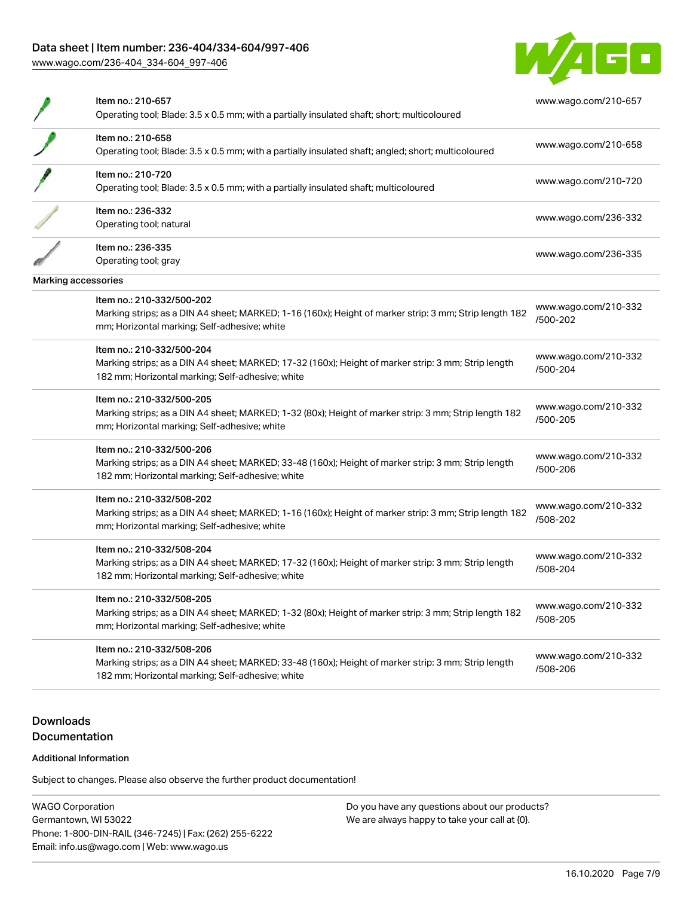| | | |
|---|---|---|
| | Item no.: 210-657<br>Operating tool; Blade: 3.5 x 0.5 mm; with a partially insulated shaft; short; multicoloured | www.wago.com/210-657 |
| | Item no.: 210-658<br>Operating tool; Blade: 3.5 x 0.5 mm; with a partially insulated shaft; angled; short; multicoloured | www.wago.com/210-658 |
| | Item no.: 210-720<br>Operating tool; Blade: 3.5 x 0.5 mm; with a partially insulated shaft; multicoloured | www.wago.com/210-720 |
| | Item no.: 236-332<br>Operating tool; natural | www.wago.com/236-332 |
| | Item no.: 236-335<br>Operating tool; gray | www.wago.com/236-335 |

Marking accessories

| | | |
|---|---|---|
| | Item no.: 210-332/500-202<br>Marking strips; as a DIN A4 sheet; MARKED; 1-16 (160x); Height of marker strip: 3 mm; Strip length 182 mm; Horizontal marking; Self-adhesive; white | www.wago.com/210-332/500-202 |
| | Item no.: 210-332/500-204<br>Marking strips; as a DIN A4 sheet; MARKED; 17-32 (160x); Height of marker strip: 3 mm; Strip length 182 mm; Horizontal marking; Self-adhesive; white | www.wago.com/210-332/500-204 |
| | Item no.: 210-332/500-205<br>Marking strips; as a DIN A4 sheet; MARKED; 1-32 (80x); Height of marker strip: 3 mm; Strip length 182 mm; Horizontal marking; Self-adhesive; white | www.wago.com/210-332/500-205 |
| | Item no.: 210-332/500-206<br>Marking strips; as a DIN A4 sheet; MARKED; 33-48 (160x); Height of marker strip: 3 mm; Strip length 182 mm; Horizontal marking; Self-adhesive; white | www.wago.com/210-332/500-206 |
| | Item no.: 210-332/508-202<br>Marking strips; as a DIN A4 sheet; MARKED; 1-16 (160x); Height of marker strip: 3 mm; Strip length 182 mm; Horizontal marking; Self-adhesive; white | www.wago.com/210-332/508-202 |
| | Item no.: 210-332/508-204<br>Marking strips; as a DIN A4 sheet; MARKED; 17-32 (160x); Height of marker strip: 3 mm; Strip length 182 mm; Horizontal marking; Self-adhesive; white | www.wago.com/210-332/508-204 |
| | Item no.: 210-332/508-205<br>Marking strips; as a DIN A4 sheet; MARKED; 1-32 (80x); Height of marker strip: 3 mm; Strip length 182 mm; Horizontal marking; Self-adhesive; white | www.wago.com/210-332/508-205 |
| | Item no.: 210-332/508-206<br>Marking strips; as a DIN A4 sheet; MARKED; 33-48 (160x); Height of marker strip: 3 mm; Strip length 182 mm; Horizontal marking; Self-adhesive; white | www.wago.com/210-332/508-206 |

## Downloads
## Documentation

### Additional Information

Subject to changes. Please also observe the further product documentation!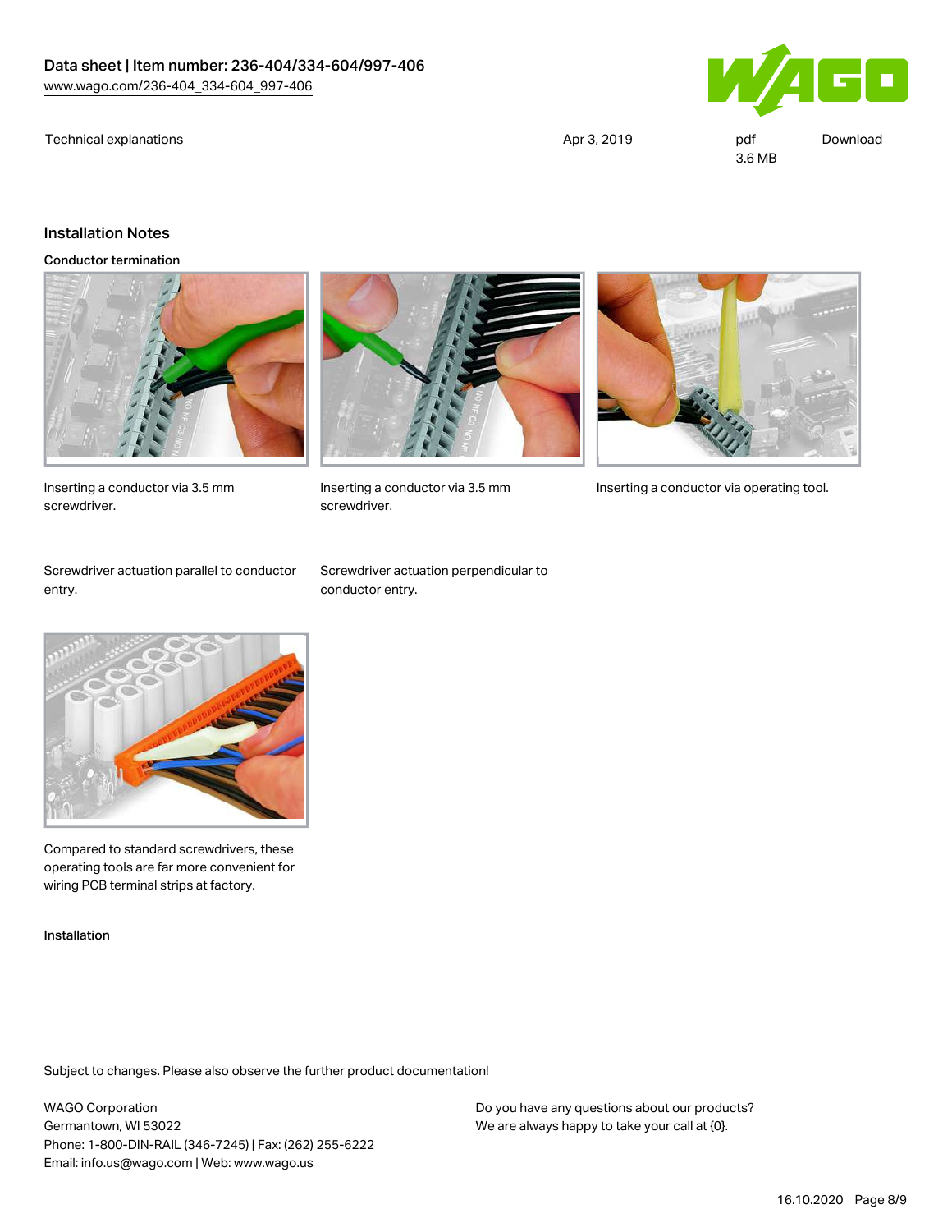| Technical explanations | Apr 3, 2019 | pdf 3.6 MB | Download |
| --- | --- | --- | --- |

## Installation Notes

### Conductor termination

Inserting a conductor via 3.5 mm screwdriver.

Inserting a conductor via 3.5 mm screwdriver.

Inserting a conductor via operating tool.

Screwdriver actuation parallel to conductor entry.

Screwdriver actuation perpendicular to conductor entry.

Compared to standard screwdrivers, these operating tools are far more convenient for wiring PCB terminal strips at factory.

### Installation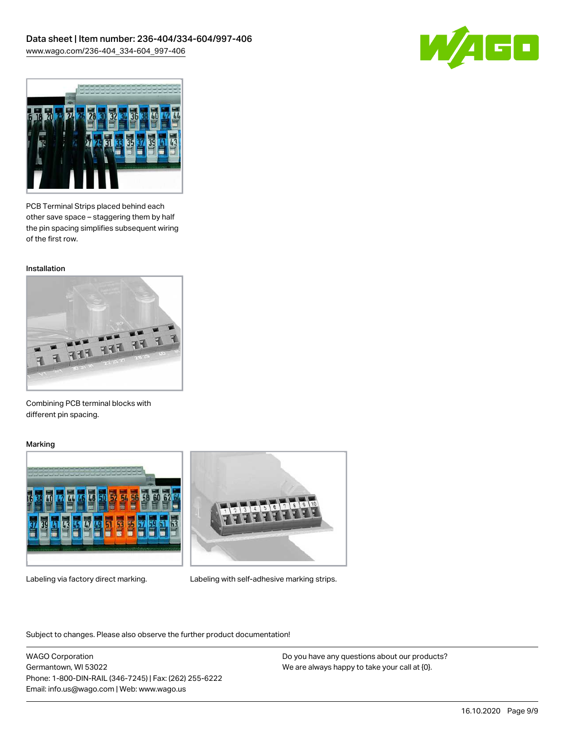PCB Terminal Strips placed behind each other save space – staggering them by half the pin spacing simplifies subsequent wiring of the first row.

## Installation

Combining PCB terminal blocks with different pin spacing.

## Marking

Labeling via factory direct marking.

Labeling with self-adhesive marking strips.

Subject to changes. Please also observe the further product documentation!

WAGO Corporation
Germantown, WI 53022
Phone: 1-800-DIN-RAIL (346-7245) | Fax: (262) 255-6222
Email: info.us@wago.com | Web: www.wago.us

Do you have any questions about our products?
We are always happy to take your call at {0}.